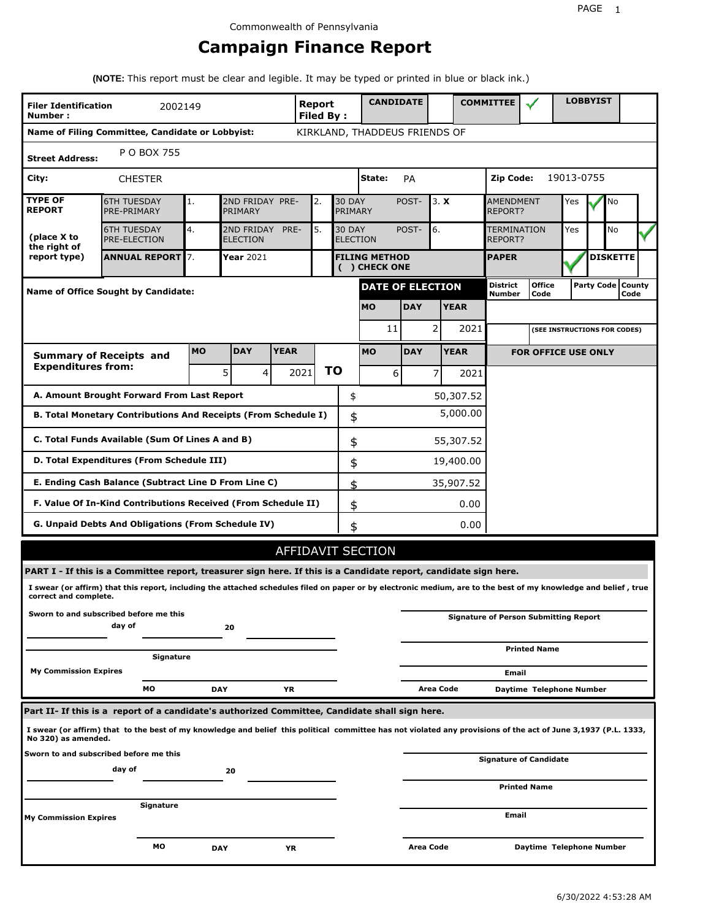Commonwealth of Pennsylvania

# Campaign Finance Report

**(NOTE:** This report must be clear and legible. It may be typed or printed in blue or black ink.)

| **Filer Identification Number :** | 2002149 | **Report Filed By :** | **CANDIDATE** | | **COMMITTEE** | ✓ | **LOBBYIST** | |
|---|---|---|---|---|---|---|---|---|

**Name of Filing Committee, Candidate or Lobbyist:** KIRKLAND, THADDEUS FRIENDS OF

**Street Address:** P O BOX 755

**City:** CHESTER **State:** PA **Zip Code:** 19013-0755

| **TYPE OF REPORT** | 6TH TUESDAY PRE-PRIMARY | 1. | 2ND FRIDAY PRE-PRIMARY | 2. | 30 DAY POST-PRIMARY | 3. **X** | AMENDMENT REPORT? | Yes ✓ | No |
|---|---|---|---|---|---|---|---|---|---|
| **(place X to the right of report type)** | 6TH TUESDAY PRE-ELECTION | 4. | 2ND FRIDAY PRE-ELECTION | 5. | 30 DAY POST-ELECTION | 6. | TERMINATION REPORT? | Yes | No ✓ |
| | **ANNUAL REPORT** | 7. | **Year** 2021 | | **FILING METHOD ( ) CHECK ONE** | | **PAPER** | ✓ | **DISKETTE** |

**Name of Office Sought by Candidate:**

| **DATE OF ELECTION** | | | **District Number** | **Office Code** | **Party Code** | **County Code** |
|---|---|---|---|---|---|---|
| **MO** | **DAY** | **YEAR** | | | | |
| 11 | 2 | 2021 | | (SEE INSTRUCTIONS FOR CODES) | | |

| **Summary of Receipts and Expenditures from:** | **MO** | **DAY** | **YEAR** | | **MO** | **DAY** | **YEAR** |
|---|---|---|---|---|---|---|---|
| | 5 | 4 | 2021 | **TO** | 6 | 7 | 2021 |

**FOR OFFICE USE ONLY**

| | | |
|---|---|---|
| **A. Amount Brought Forward From Last Report** | $ | 50,307.52 |
| **B. Total Monetary Contributions And Receipts (From Schedule I)** | $ | 5,000.00 |
| **C. Total Funds Available (Sum Of Lines A and B)** | $ | 55,307.52 |
| **D. Total Expenditures (From Schedule III)** | $ | 19,400.00 |
| **E. Ending Cash Balance (Subtract Line D From Line C)** | $ | 35,907.52 |
| **F. Value Of In-Kind Contributions Received (From Schedule II)** | $ | 0.00 |
| **G. Unpaid Debts And Obligations (From Schedule IV)** | $ | 0.00 |

## AFFIDAVIT SECTION

**PART I - If this is a Committee report, treasurer sign here. If this is a Candidate report, candidate sign here.**

**I swear (or affirm) that this report, including the attached schedules filed on paper or by electronic medium, are to the best of my knowledge and belief , true correct and complete.**

**Sworn to and subscribed before me this** ______ **day of** ______ **20** ______

______ **Signature**

**My Commission Expires** **MO** ______ **DAY** ______ **YR** ______

______ **Signature of Person Submitting Report**

______ **Printed Name**

______ **Email**

**Area Code** ______ **Daytime Telephone Number** ______

**Part II- If this is a report of a candidate's authorized Committee, Candidate shall sign here.**

**I swear (or affirm) that to the best of my knowledge and belief this political committee has not violated any provisions of the act of June 3,1937 (P.L. 1333, No 320) as amended.**

**Sworn to and subscribed before me this** ______ **day of** ______ **20** ______

______ **Signature**

**My Commission Expires** **MO** ______ **DAY** ______ **YR** ______

______ **Signature of Candidate**

______ **Printed Name**

______ **Email**

**Area Code** ______ **Daytime Telephone Number** ______

6/30/2022 4:53:28 AM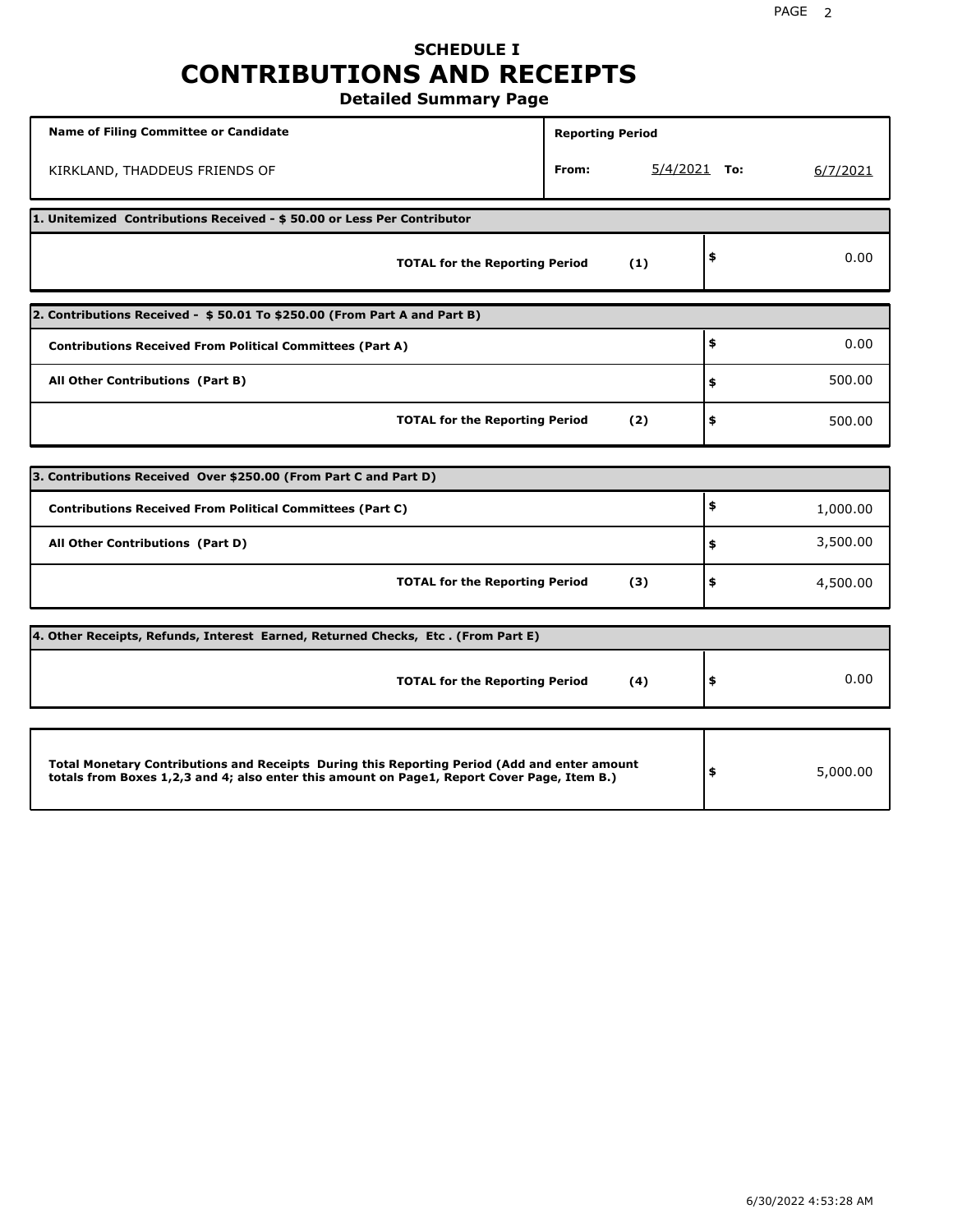# SCHEDULE I
# CONTRIBUTIONS AND RECEIPTS
## Detailed Summary Page

| Name of Filing Committee or Candidate | Reporting Period |
|---|---|
| KIRKLAND, THADDEUS FRIENDS OF | From: 5/4/2021 To: 6/7/2021 |

**1. Unitemized Contributions Received - $ 50.00 or Less Per Contributor**

| | | |
|---|---|---|
| **TOTAL for the Reporting Period** | **(1)** | $ 0.00 |

**2. Contributions Received - $ 50.01 To $250.00 (From Part A and Part B)**

| | | |
|---|---|---|
| **Contributions Received From Political Committees (Part A)** | | $ 0.00 |
| **All Other Contributions (Part B)** | | $ 500.00 |
| **TOTAL for the Reporting Period** | **(2)** | $ 500.00 |

**3. Contributions Received Over $250.00 (From Part C and Part D)**

| | | |
|---|---|---|
| **Contributions Received From Political Committees (Part C)** | | $ 1,000.00 |
| **All Other Contributions (Part D)** | | $ 3,500.00 |
| **TOTAL for the Reporting Period** | **(3)** | $ 4,500.00 |

**4. Other Receipts, Refunds, Interest Earned, Returned Checks, Etc . (From Part E)**

| | | |
|---|---|---|
| **TOTAL for the Reporting Period** | **(4)** | $ 0.00 |

| | |
|---|---|
| **Total Monetary Contributions and Receipts During this Reporting Period (Add and enter amount totals from Boxes 1,2,3 and 4; also enter this amount on Page1, Report Cover Page, Item B.)** | $ 5,000.00 |

6/30/2022 4:53:28 AM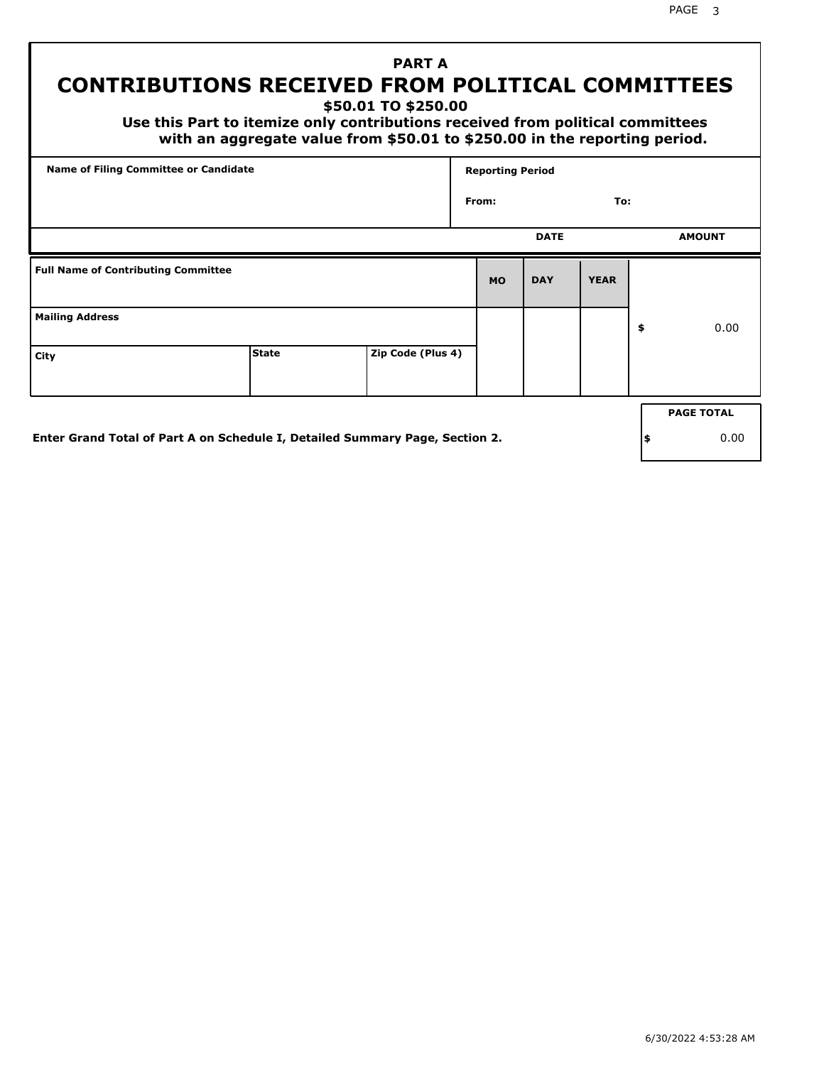## PART A

# CONTRIBUTIONS RECEIVED FROM POLITICAL COMMITTEES

**$50.01 TO $250.00**

**Use this Part to itemize only contributions received from political committees with an aggregate value from $50.01 to $250.00 in the reporting period.**

| Name of Filing Committee or Candidate | Reporting Period |
|---|---|
| | From: To: |

| Full Name of Contributing Committee | | | DATE MO | DATE DAY | DATE YEAR | AMOUNT |
|---|---|---|---|---|---|---|
| Mailing Address | | | | | | $ 0.00 |
| City | State | Zip Code (Plus 4) | | | | |

**Enter Grand Total of Part A on Schedule I, Detailed Summary Page, Section 2.**

| PAGE TOTAL |
|---|
| $ 0.00 |

6/30/2022 4:53:28 AM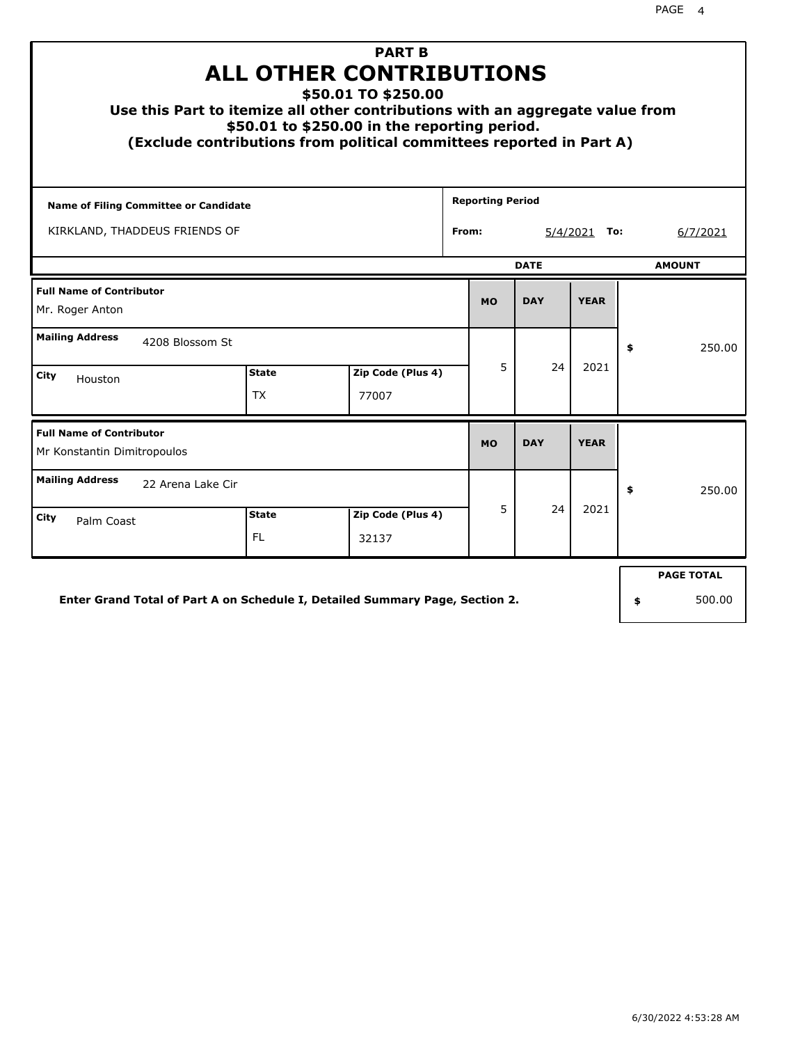# PART B
# ALL OTHER CONTRIBUTIONS
### $50.01 TO $250.00

**Use this Part to itemize all other contributions with an aggregate value from $50.01 to $250.00 in the reporting period.**
**(Exclude contributions from political committees reported in Part A)**

| Name of Filing Committee or Candidate | Reporting Period |
|---|---|
| KIRKLAND, THADDEUS FRIENDS OF | From: 5/4/2021 To: 6/7/2021 |

| Full Name of Contributor | Mailing Address | City | State | Zip Code (Plus 4) | MO | DAY | YEAR | AMOUNT |
|---|---|---|---|---|---|---|---|---|
| Mr. Roger Anton | 4208 Blossom St | Houston | TX | 77007 | 5 | 24 | 2021 | $ 250.00 |
| Mr Konstantin Dimitropoulos | 22 Arena Lake Cir | Palm Coast | FL | 32137 | 5 | 24 | 2021 | $ 250.00 |

**Enter Grand Total of Part A on Schedule I, Detailed Summary Page, Section 2.**

| PAGE TOTAL |
|---|
| $ 500.00 |

6/30/2022 4:53:28 AM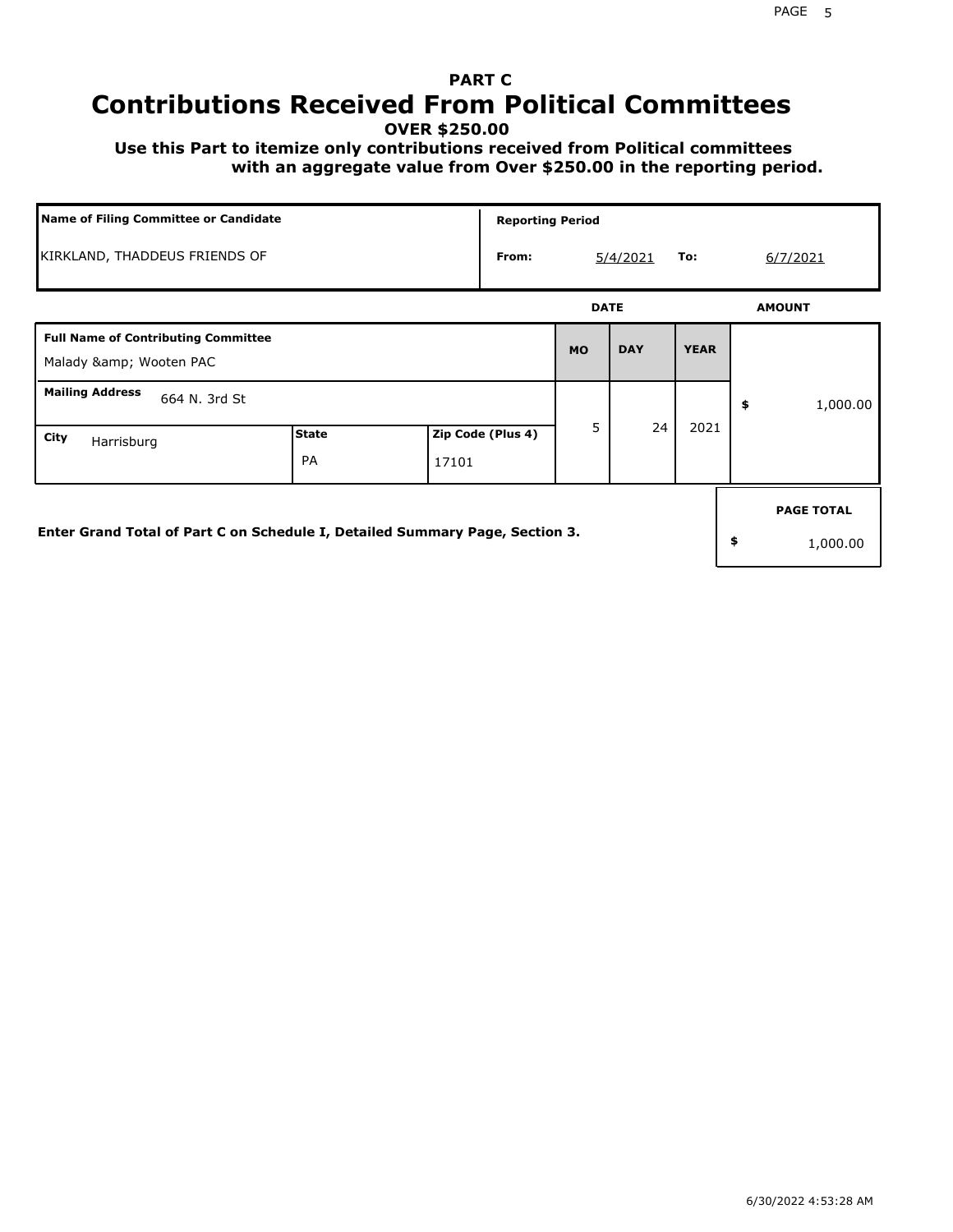# PART C
# Contributions Received From Political Committees

**OVER $250.00**

**Use this Part to itemize only contributions received from Political committees with an aggregate value from Over $250.00 in the reporting period.**

| Name of Filing Committee or Candidate | Reporting Period | | | |
|---|---|---|---|---|
| KIRKLAND, THADDEUS FRIENDS OF | From: | 5/4/2021 | To: | 6/7/2021 |

| Full Name of Contributing Committee | | | MO | DAY | YEAR | AMOUNT |
|---|---|---|---|---|---|---|
| Malady &amp; Wooten PAC | | | | | | |
| **Mailing Address** 664 N. 3rd St | | | 5 | 24 | 2021 | $ 1,000.00 |
| **City** Harrisburg | **State** PA | **Zip Code (Plus 4)** 17101 | | | | |

**Enter Grand Total of Part C on Schedule I, Detailed Summary Page, Section 3.**

| PAGE TOTAL |
|---|
| $ 1,000.00 |

6/30/2022 4:53:28 AM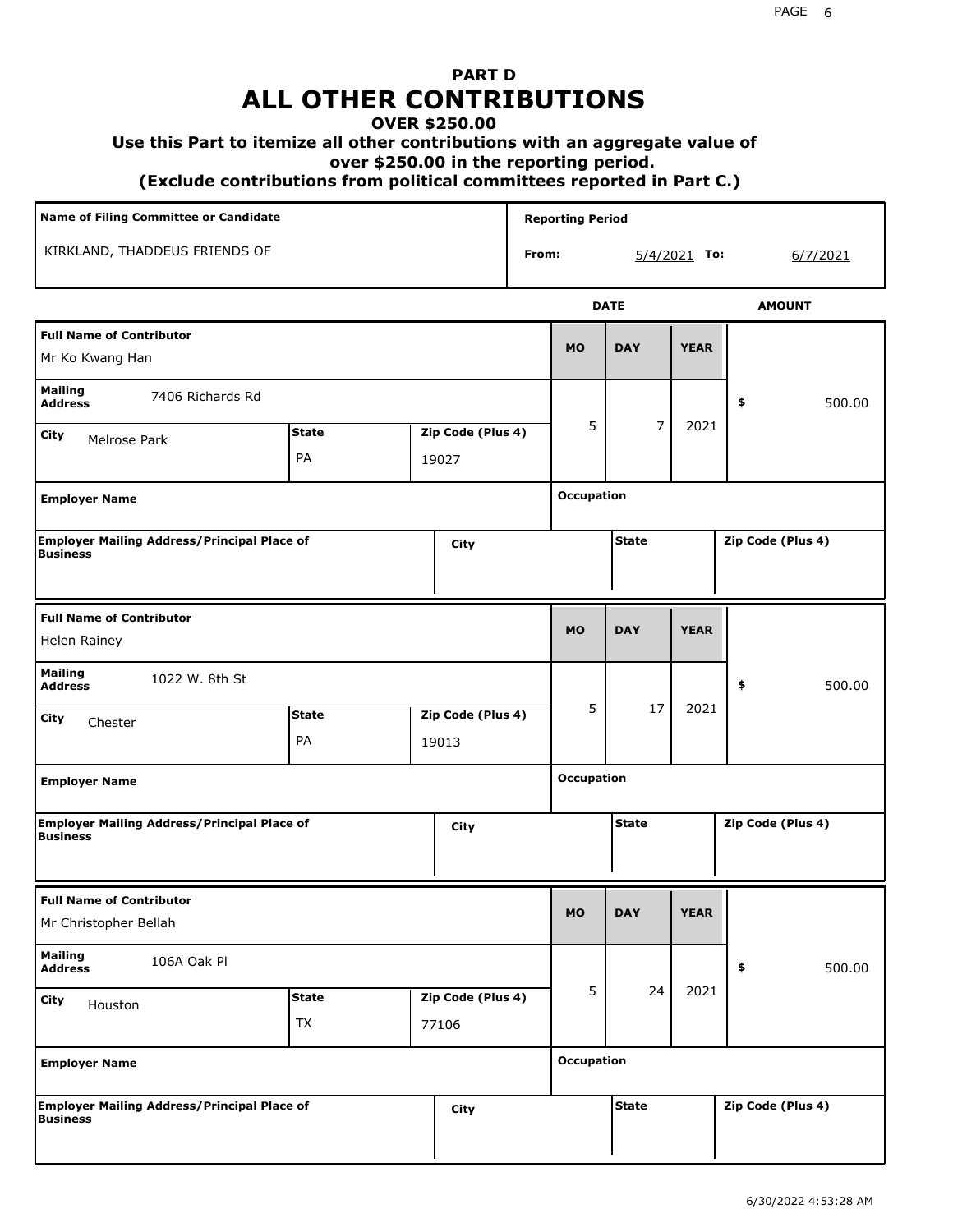# PART D
# ALL OTHER CONTRIBUTIONS
### OVER $250.00
### Use this Part to itemize all other contributions with an aggregate value of over $250.00 in the reporting period.
### (Exclude contributions from political committees reported in Part C.)

| Name of Filing Committee or Candidate | Reporting Period |
|---|---|
| KIRKLAND, THADDEUS FRIENDS OF | From: 5/4/2021 To: 6/7/2021 |

| Full Name of Contributor | Mailing Address | City | State | Zip Code (Plus 4) | MO | DAY | YEAR | AMOUNT | Employer Name | Occupation | Employer Mailing Address/Principal Place of Business | City | State | Zip Code (Plus 4) |
|---|---|---|---|---|---|---|---|---|---|---|---|---|---|---|
| Mr Ko Kwang Han | 7406 Richards Rd | Melrose Park | PA | 19027 | 5 | 7 | 2021 | $ 500.00 | | | | | | |
| Helen Rainey | 1022 W. 8th St | Chester | PA | 19013 | 5 | 17 | 2021 | $ 500.00 | | | | | | |
| Mr Christopher Bellah | 106A Oak Pl | Houston | TX | 77106 | 5 | 24 | 2021 | $ 500.00 | | | | | | |

6/30/2022 4:53:28 AM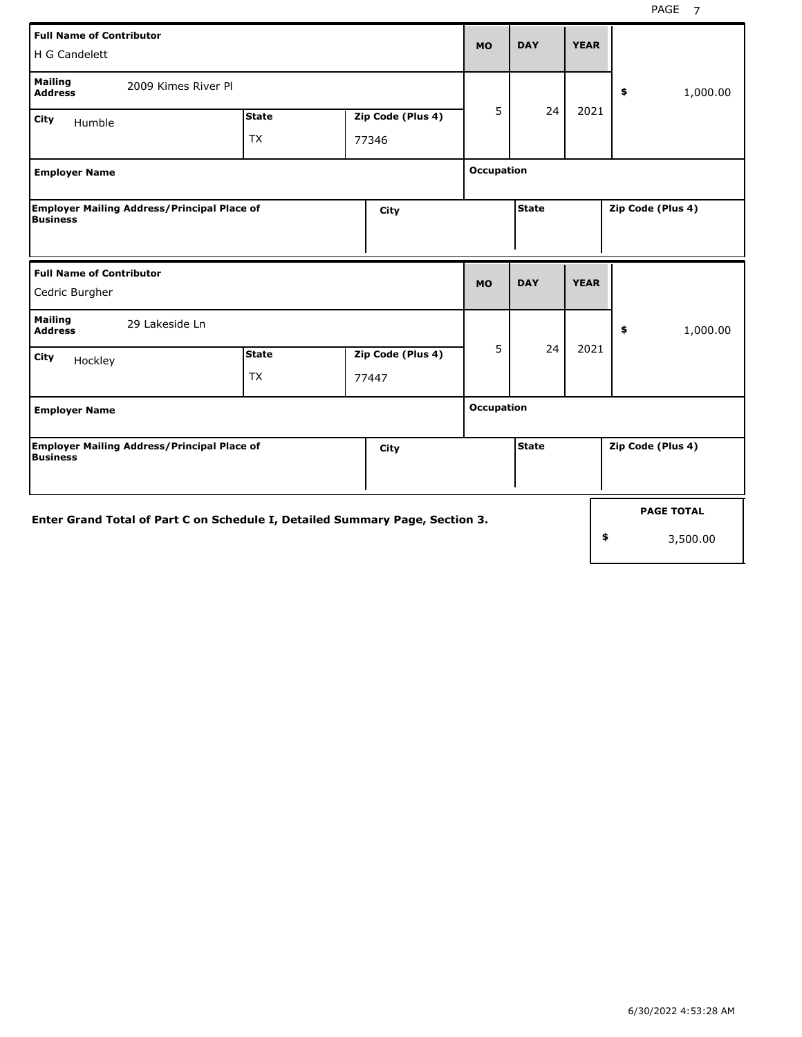| Full Name of Contributor | | | MO | DAY | YEAR | |
|---|---|---|---|---|---|---|
| H G Candelett | | | | | | |
| **Mailing Address** 2009 Kimes River Pl | | | 5 | 24 | 2021 | $ 1,000.00 |
| **City** Humble | **State** TX | **Zip Code (Plus 4)** 77346 | | | | |
| **Employer Name** | | | **Occupation** | | | |
| **Employer Mailing Address/Principal Place of Business** | **City** | | | **State** | | **Zip Code (Plus 4)** |

| Full Name of Contributor | | | MO | DAY | YEAR | |
|---|---|---|---|---|---|---|
| Cedric Burgher | | | | | | |
| **Mailing Address** 29 Lakeside Ln | | | 5 | 24 | 2021 | $ 1,000.00 |
| **City** Hockley | **State** TX | **Zip Code (Plus 4)** 77447 | | | | |
| **Employer Name** | | | **Occupation** | | | |
| **Employer Mailing Address/Principal Place of Business** | **City** | | | **State** | | **Zip Code (Plus 4)** |

**Enter Grand Total of Part C on Schedule I, Detailed Summary Page, Section 3.**

| PAGE TOTAL |
|---|
| $ 3,500.00 |

6/30/2022 4:53:28 AM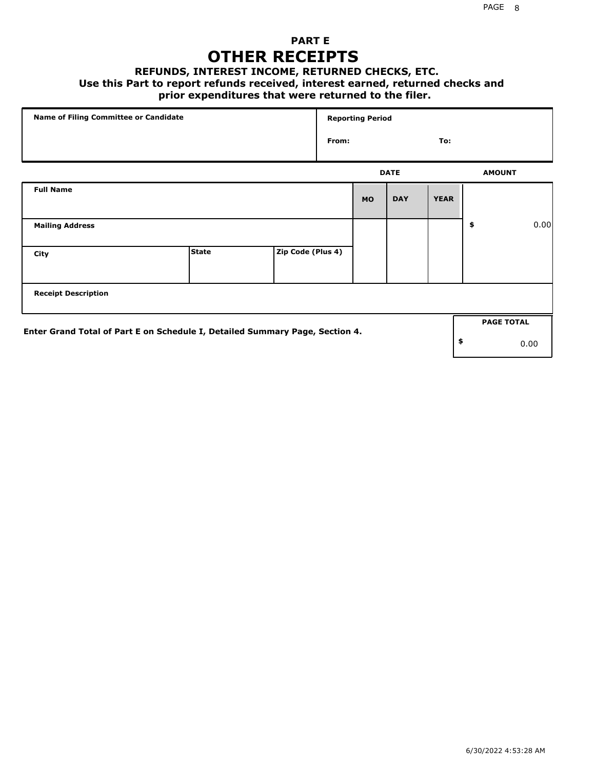## PART E

# OTHER RECEIPTS

### REFUNDS, INTEREST INCOME, RETURNED CHECKS, ETC.

**Use this Part to report refunds received, interest earned, returned checks and prior expenditures that were returned to the filer.**

| Name of Filing Committee or Candidate | Reporting Period |
|---|---|
| | From: To: |

| Full Name | | | DATE MO | DAY | YEAR | AMOUNT |
|---|---|---|---|---|---|---|
| Mailing Address | | | | | | $ 0.00 |
| City | State | Zip Code (Plus 4) | | | | |
| Receipt Description | | | | | | |

**Enter Grand Total of Part E on Schedule I, Detailed Summary Page, Section 4.**

| PAGE TOTAL |
|---|
| $ 0.00 |

6/30/2022 4:53:28 AM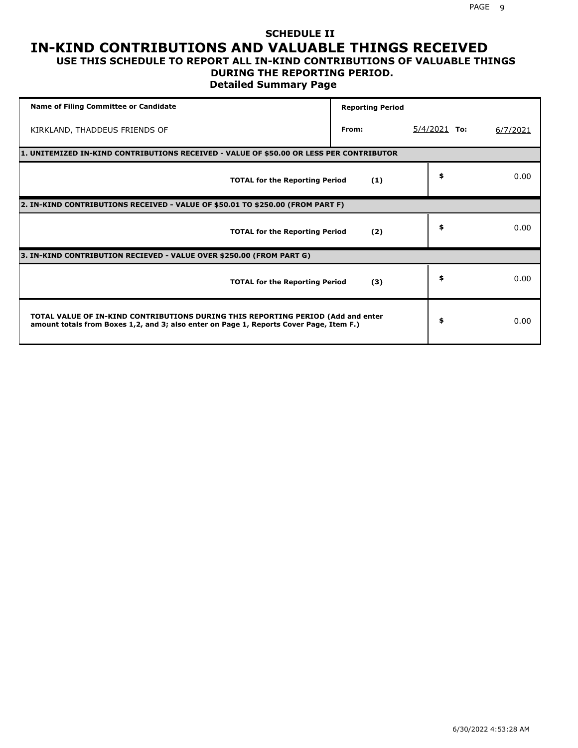# SCHEDULE II

# IN-KIND CONTRIBUTIONS AND VALUABLE THINGS RECEIVED

## USE THIS SCHEDULE TO REPORT ALL IN-KIND CONTRIBUTIONS OF VALUABLE THINGS DURING THE REPORTING PERIOD.

### Detailed Summary Page

| Name of Filing Committee or Candidate | Reporting Period | | |
|---|---|---|---|
| KIRKLAND, THADDEUS FRIENDS OF | From: | 5/4/2021 To: | 6/7/2021 |

**1. UNITEMIZED IN-KIND CONTRIBUTIONS RECEIVED - VALUE OF $50.00 OR LESS PER CONTRIBUTOR**

| | | |
|---|---|---|
| **TOTAL for the Reporting Period** | **(1)** | $ 0.00 |

**2. IN-KIND CONTRIBUTIONS RECEIVED - VALUE OF $50.01 TO $250.00 (FROM PART F)**

| | | |
|---|---|---|
| **TOTAL for the Reporting Period** | **(2)** | $ 0.00 |

**3. IN-KIND CONTRIBUTION RECIEVED - VALUE OVER $250.00 (FROM PART G)**

| | | |
|---|---|---|
| **TOTAL for the Reporting Period** | **(3)** | $ 0.00 |

| | |
|---|---|
| **TOTAL VALUE OF IN-KIND CONTRIBUTIONS DURING THIS REPORTING PERIOD (Add and enter amount totals from Boxes 1,2, and 3; also enter on Page 1, Reports Cover Page, Item F.)** | $ 0.00 |

6/30/2022 4:53:28 AM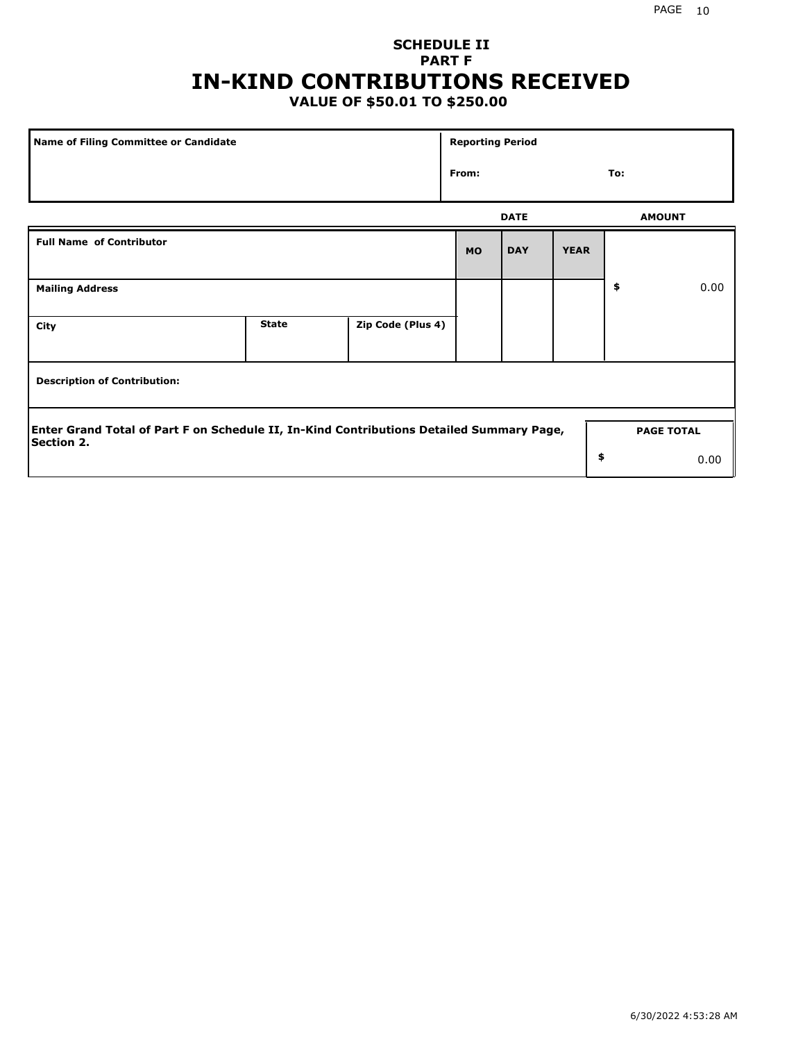# SCHEDULE II
## PART F
# IN-KIND CONTRIBUTIONS RECEIVED
### VALUE OF $50.01 TO $250.00

| Name of Filing Committee or Candidate | Reporting Period | |
|---|---|---|
| | From: | To: |

| Full Name of Contributor | | | DATE | | | AMOUNT |
|---|---|---|---|---|---|---|
| | | | MO | DAY | YEAR | |
| Mailing Address | | | | | | $ 0.00 |
| City | State | Zip Code (Plus 4) | | | | |
| Description of Contribution: | | | | | | |

| Enter Grand Total of Part F on Schedule II, In-Kind Contributions Detailed Summary Page, Section 2. | PAGE TOTAL |
|---|---|
| | $ 0.00 |

6/30/2022 4:53:28 AM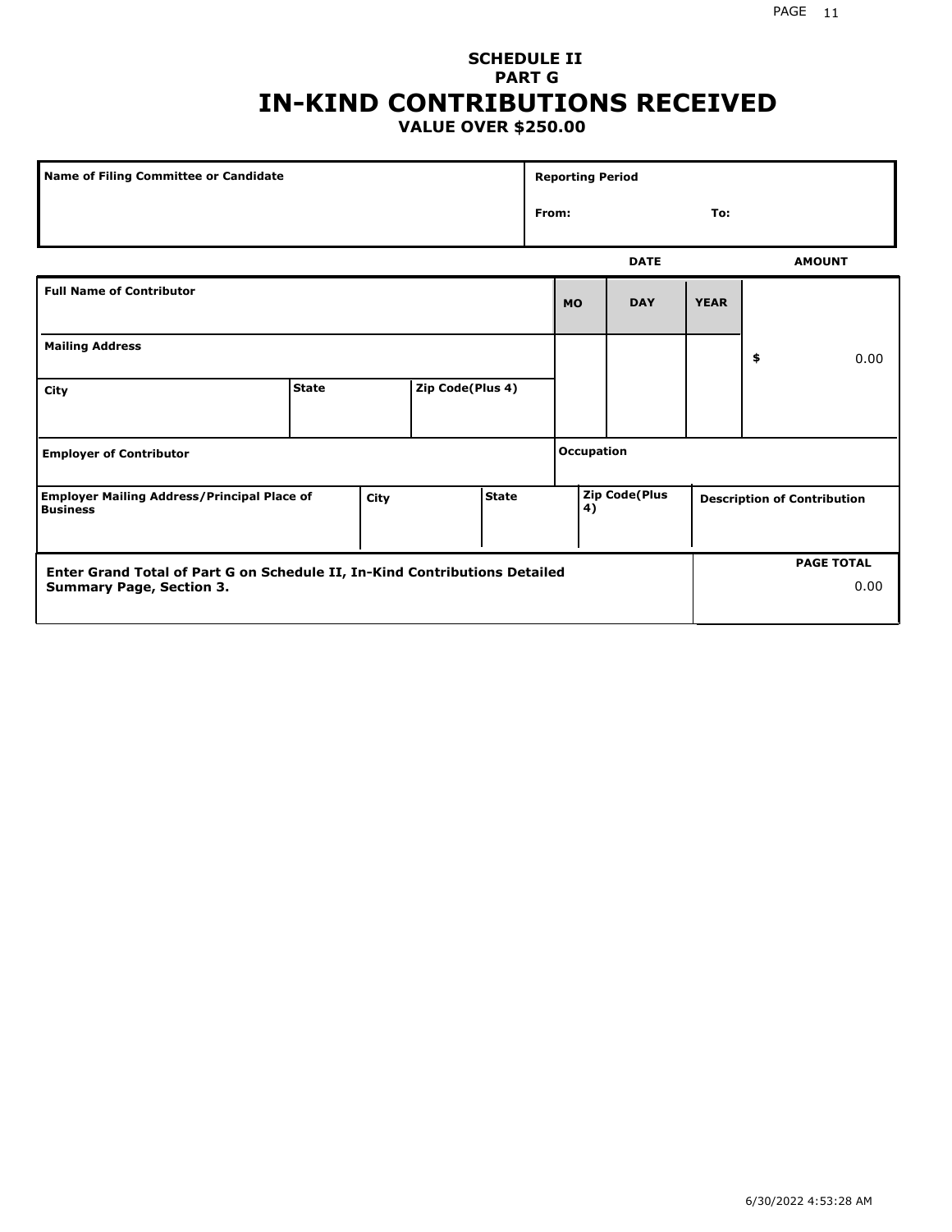**SCHEDULE II**
**PART G**

# IN-KIND CONTRIBUTIONS RECEIVED

**VALUE OVER $250.00**

| Name of Filing Committee or Candidate | Reporting Period |
|---|---|
| | From: To: |

| | | | DATE | | | AMOUNT |
|---|---|---|---|---|---|---|
| **Full Name of Contributor** | | | **MO** | **DAY** | **YEAR** | |
| **Mailing Address** | | | | | | $ 0.00 |
| **City** | **State** | **Zip Code(Plus 4)** | | | | |
| **Employer of Contributor** | | | **Occupation** | | | |

| Employer Mailing Address/Principal Place of Business | City | State | Zip Code(Plus 4) | Description of Contribution |
|---|---|---|---|---|
| | | | | |

| Enter Grand Total of Part G on Schedule II, In-Kind Contributions Detailed Summary Page, Section 3. | PAGE TOTAL |
|---|---|
| | 0.00 |

6/30/2022 4:53:28 AM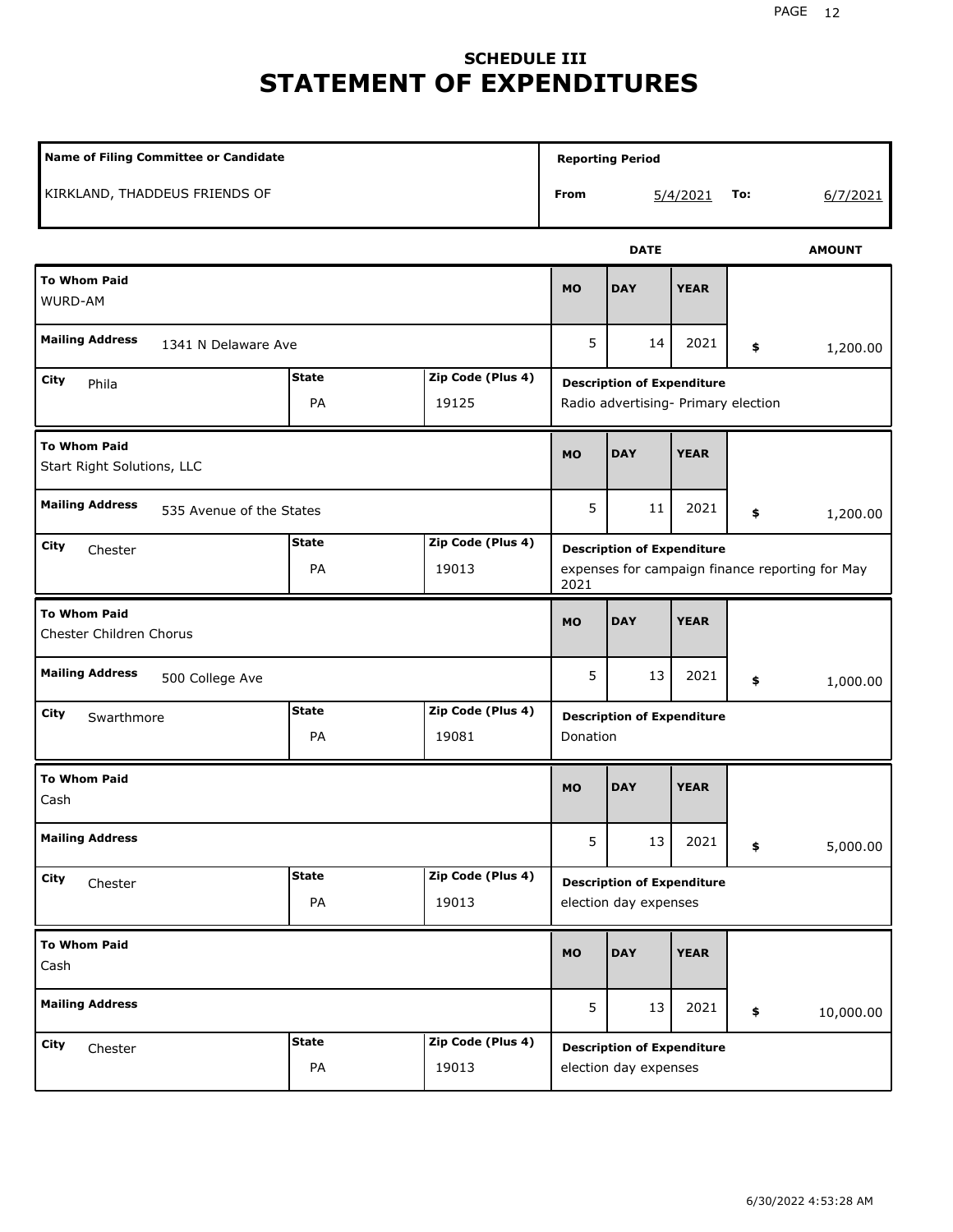# SCHEDULE III
# STATEMENT OF EXPENDITURES

| Name of Filing Committee or Candidate | Reporting Period | | | |
|---|---|---|---|---|
| KIRKLAND, THADDEUS FRIENDS OF | From | 5/4/2021 | To: | 6/7/2021 |

| To Whom Paid | Mailing Address | City | State | Zip Code (Plus 4) | MO | DAY | YEAR | AMOUNT | Description of Expenditure |
|---|---|---|---|---|---|---|---|---|---|
| WURD-AM | 1341 N Delaware Ave | Phila | PA | 19125 | 5 | 14 | 2021 | $ 1,200.00 | Radio advertising- Primary election |
| Start Right Solutions, LLC | 535 Avenue of the States | Chester | PA | 19013 | 5 | 11 | 2021 | $ 1,200.00 | expenses for campaign finance reporting for May 2021 |
| Chester Children Chorus | 500 College Ave | Swarthmore | PA | 19081 | 5 | 13 | 2021 | $ 1,000.00 | Donation |
| Cash | | Chester | PA | 19013 | 5 | 13 | 2021 | $ 5,000.00 | election day expenses |
| Cash | | Chester | PA | 19013 | 5 | 13 | 2021 | $ 10,000.00 | election day expenses |

6/30/2022 4:53:28 AM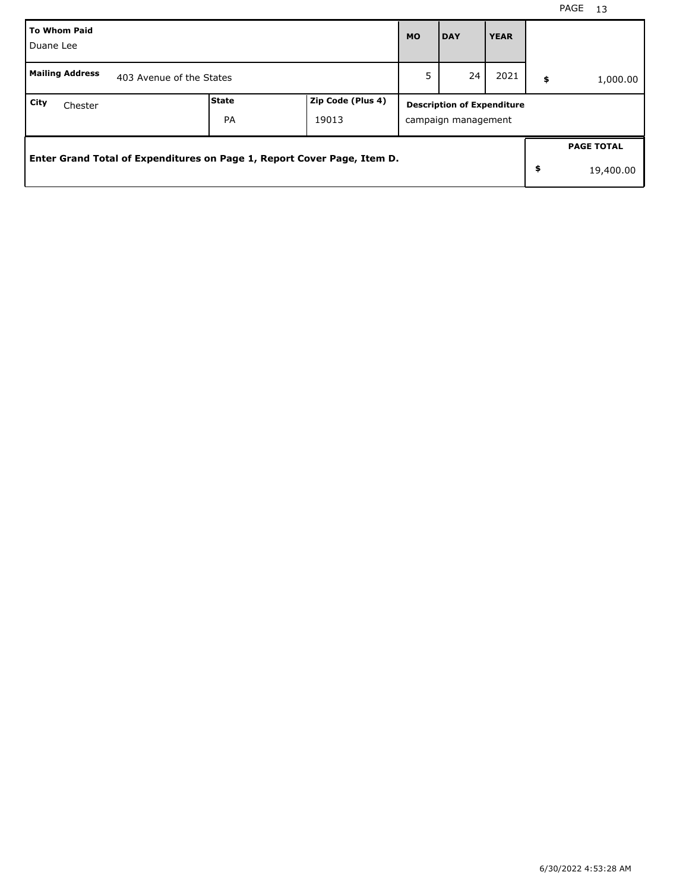| To Whom Paid | | | MO | DAY | YEAR | |
|---|---|---|---|---|---|---|
| Duane Lee | | | | | | |
| Mailing Address 403 Avenue of the States | | | 5 | 24 | 2021 | $ 1,000.00 |
| City Chester | State PA | Zip Code (Plus 4) 19013 | Description of Expenditure campaign management | | | |

| Enter Grand Total of Expenditures on Page 1, Report Cover Page, Item D. | PAGE TOTAL |
|---|---|
| | $ 19,400.00 |

6/30/2022 4:53:28 AM